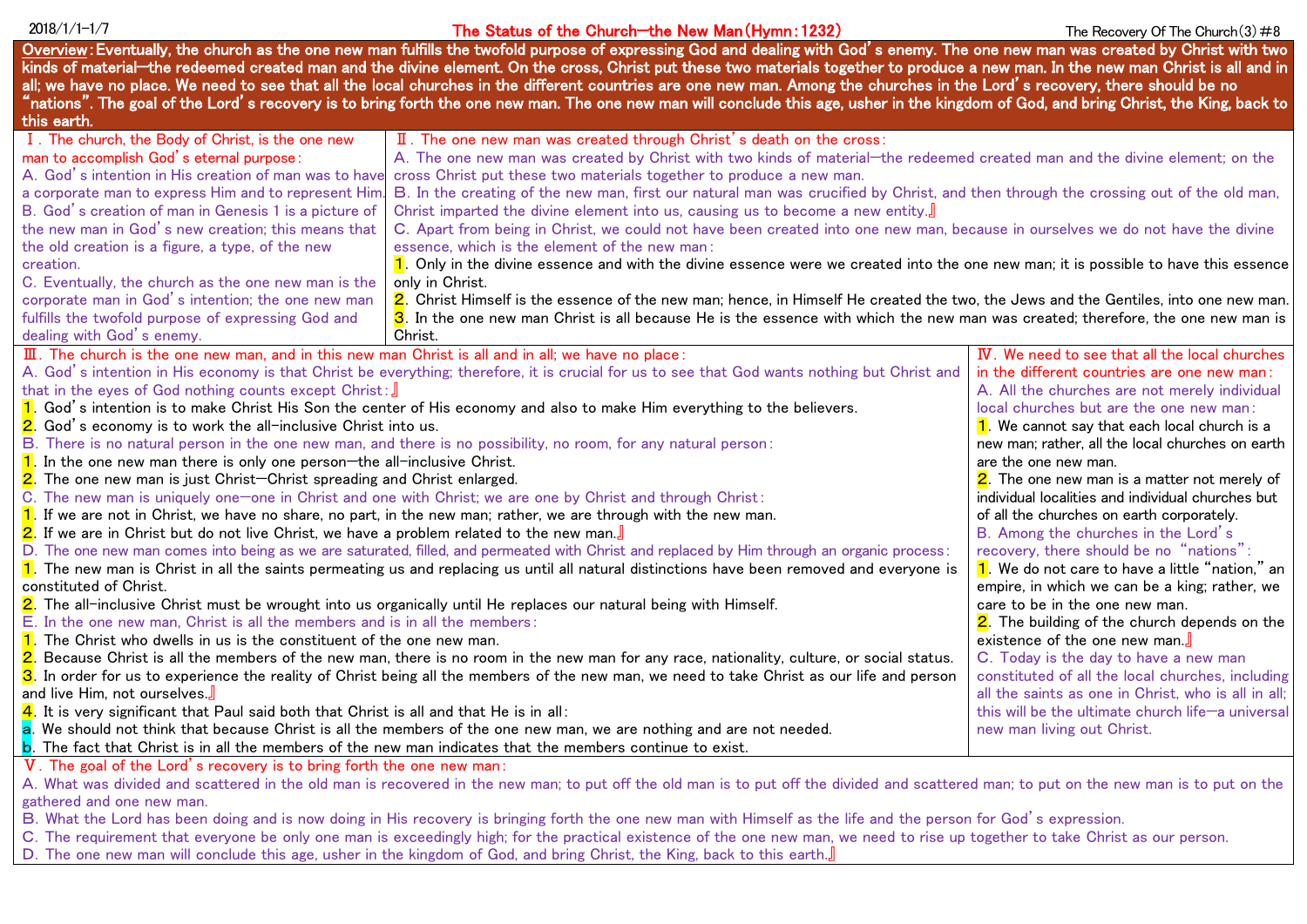# The Status of the Church—the New Man (Hymn: 1232)

2018/1/1-1/7 — The Recovery Of The Church (3) #8

**Overview: Eventually, the church as the one new man fulfills the twofold purpose of expressing God and dealing with God's enemy. The one new man was created by Christ with two kinds of material—the redeemed created man and the divine element. On the cross, Christ put these two materials together to produce a new man. In the new man Christ is all and in all; we have no place. We need to see that all the local churches in the different countries are one new man. Among the churches in the Lord's recovery, there should be no "nations". The goal of the Lord's recovery is to bring forth the one new man. The one new man will conclude this age, usher in the kingdom of God, and bring Christ, the King, back to this earth.**

## Ⅰ. The church, the Body of Christ, is the one new man to accomplish God's eternal purpose:

A. God's intention in His creation of man was to have a corporate man to express Him and to represent Him.

B. God's creation of man in Genesis 1 is a picture of the new man in God's new creation; this means that the old creation is a figure, a type, of the new creation.

C. Eventually, the church as the one new man is the corporate man in God's intention; the one new man fulfills the twofold purpose of expressing God and dealing with God's enemy.

## Ⅱ. The one new man was created through Christ's death on the cross:

A. The one new man was created by Christ with two kinds of material—the redeemed created man and the divine element; on the cross Christ put these two materials together to produce a new man.

B. In the creating of the new man, first our natural man was crucified by Christ, and then through the crossing out of the old man, Christ imparted the divine element into us, causing us to become a new entity.』

C. Apart from being in Christ, we could not have been created into one new man, because in ourselves we do not have the divine essence, which is the element of the new man:

1. Only in the divine essence and with the divine essence were we created into the one new man; it is possible to have this essence only in Christ.
2. Christ Himself is the essence of the new man; hence, in Himself He created the two, the Jews and the Gentiles, into one new man.
3. In the one new man Christ is all because He is the essence with which the new man was created; therefore, the one new man is Christ.

## Ⅲ. The church is the one new man, and in this new man Christ is all and in all; we have no place:

A. God's intention in His economy is that Christ be everything; therefore, it is crucial for us to see that God wants nothing but Christ and that in the eyes of God nothing counts except Christ:』

1. God's intention is to make Christ His Son the center of His economy and also to make Him everything to the believers.
2. God's economy is to work the all-inclusive Christ into us.

B. There is no natural person in the one new man, and there is no possibility, no room, for any natural person:

1. In the one new man there is only one person—the all-inclusive Christ.
2. The one new man is just Christ—Christ spreading and Christ enlarged.

C. The new man is uniquely one—one in Christ and one with Christ; we are one by Christ and through Christ:

1. If we are not in Christ, we have no share, no part, in the new man; rather, we are through with the new man.
2. If we are in Christ but do not live Christ, we have a problem related to the new man.』

D. The one new man comes into being as we are saturated, filled, and permeated with Christ and replaced by Him through an organic process:

1. The new man is Christ in all the saints permeating us and replacing us until all natural distinctions have been removed and everyone is constituted of Christ.
2. The all-inclusive Christ must be wrought into us organically until He replaces our natural being with Himself.

E. In the one new man, Christ is all the members and is in all the members:

1. The Christ who dwells in us is the constituent of the one new man.
2. Because Christ is all the members of the new man, there is no room in the new man for any race, nationality, culture, or social status.
3. In order for us to experience the reality of Christ being all the members of the new man, we need to take Christ as our life and person and live Him, not ourselves.』
4. It is very significant that Paul said both that Christ is all and that He is in all:
   - a. We should not think that because Christ is all the members of the one new man, we are nothing and are not needed.
   - b. The fact that Christ is in all the members of the new man indicates that the members continue to exist.

## Ⅳ. We need to see that all the local churches in the different countries are one new man:

A. All the churches are not merely individual local churches but are the one new man:

1. We cannot say that each local church is a new man; rather, all the local churches on earth are the one new man.
2. The one new man is a matter not merely of individual localities and individual churches but of all the churches on earth corporately.

B. Among the churches in the Lord's recovery, there should be no "nations":

1. We do not care to have a little "nation," an empire, in which we can be a king; rather, we care to be in the one new man.
2. The building of the church depends on the existence of the one new man.』

C. Today is the day to have a new man constituted of all the local churches, including all the saints as one in Christ, who is all in all; this will be the ultimate church life—a universal new man living out Christ.

## Ⅴ. The goal of the Lord's recovery is to bring forth the one new man:

A. What was divided and scattered in the old man is recovered in the new man; to put off the old man is to put off the divided and scattered man; to put on the new man is to put on the gathered and one new man.

B. What the Lord has been doing and is now doing in His recovery is bringing forth the one new man with Himself as the life and the person for God's expression.

C. The requirement that everyone be only one man is exceedingly high; for the practical existence of the one new man, we need to rise up together to take Christ as our person.

D. The one new man will conclude this age, usher in the kingdom of God, and bring Christ, the King, back to this earth.』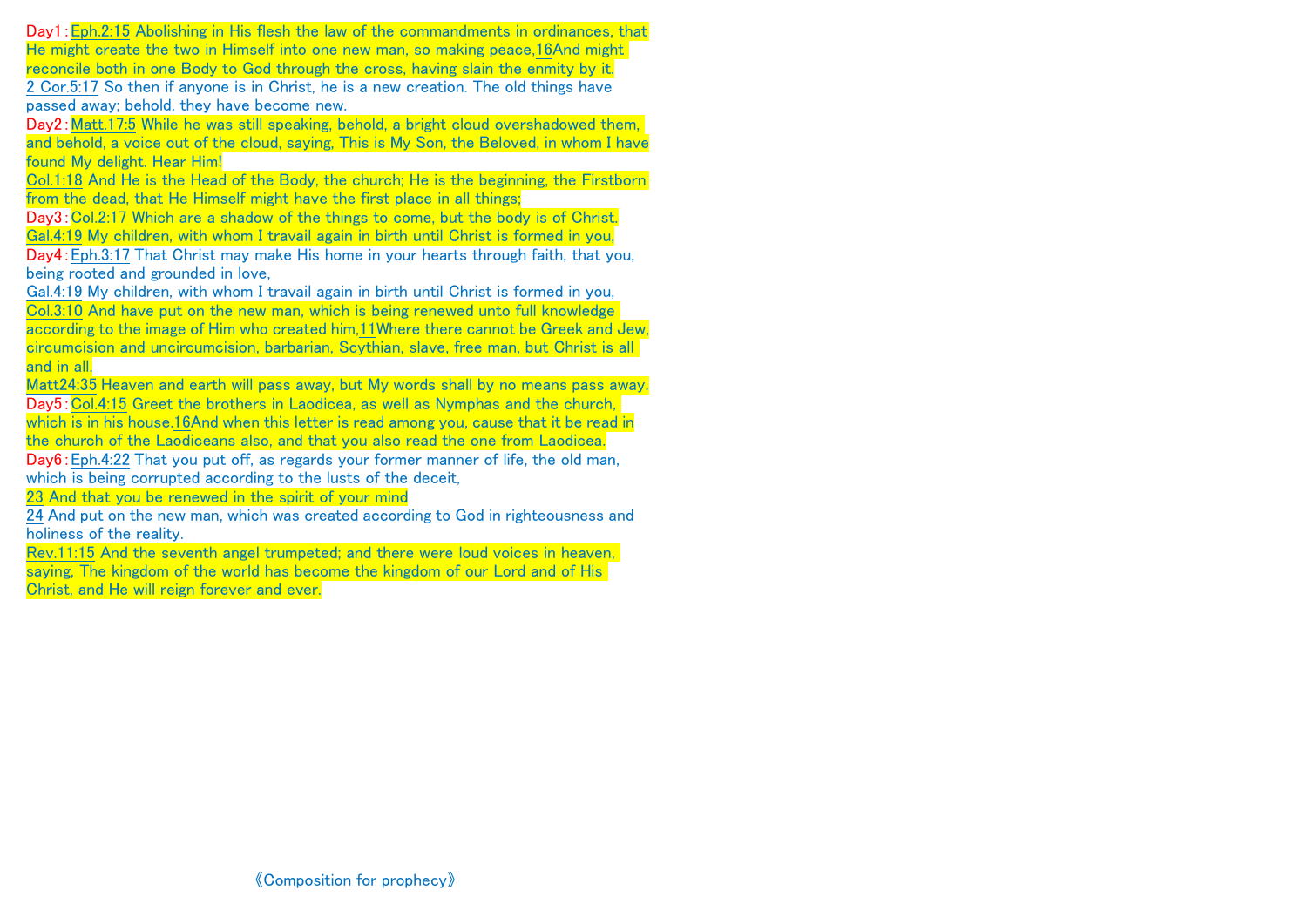Day1：Eph.2:15 Abolishing in His flesh the law of the commandments in ordinances, that He might create the two in Himself into one new man, so making peace, 16 And might reconcile both in one Body to God through the cross, having slain the enmity by it.
2 Cor.5:17 So then if anyone is in Christ, he is a new creation. The old things have passed away; behold, they have become new.

Day2：Matt.17:5 While he was still speaking, behold, a bright cloud overshadowed them, and behold, a voice out of the cloud, saying, This is My Son, the Beloved, in whom I have found My delight. Hear Him!
Col.1:18 And He is the Head of the Body, the church; He is the beginning, the Firstborn from the dead, that He Himself might have the first place in all things;

Day3：Col.2:17 Which are a shadow of the things to come, but the body is of Christ.
Gal.4:19 My children, with whom I travail again in birth until Christ is formed in you,

Day4：Eph.3:17 That Christ may make His home in your hearts through faith, that you, being rooted and grounded in love,
Gal.4:19 My children, with whom I travail again in birth until Christ is formed in you,
Col.3:10 And have put on the new man, which is being renewed unto full knowledge according to the image of Him who created him, 11 Where there cannot be Greek and Jew, circumcision and uncircumcision, barbarian, Scythian, slave, free man, but Christ is all and in all.
Matt24:35 Heaven and earth will pass away, but My words shall by no means pass away.

Day5：Col.4:15 Greet the brothers in Laodicea, as well as Nymphas and the church, which is in his house. 16 And when this letter is read among you, cause that it be read in the church of the Laodiceans also, and that you also read the one from Laodicea.

Day6：Eph.4:22 That you put off, as regards your former manner of life, the old man, which is being corrupted according to the lusts of the deceit,
23 And that you be renewed in the spirit of your mind
24 And put on the new man, which was created according to God in righteousness and holiness of the reality.
Rev.11:15 And the seventh angel trumpeted; and there were loud voices in heaven, saying, The kingdom of the world has become the kingdom of our Lord and of His Christ, and He will reign forever and ever.

《Composition for prophecy》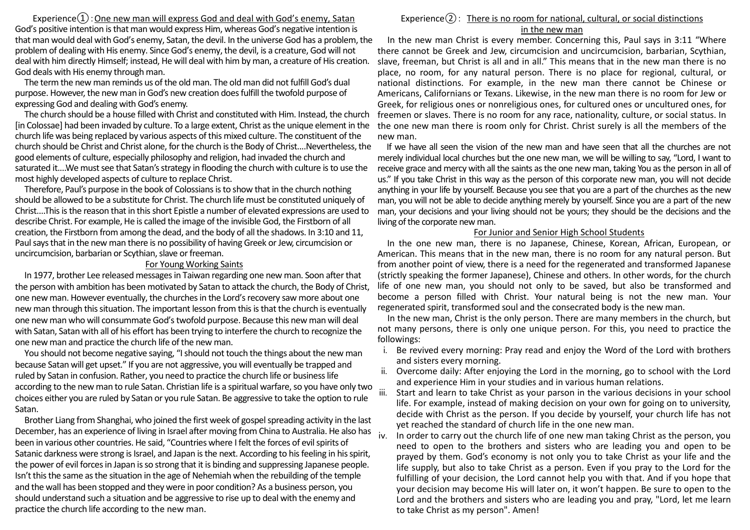## Experience①: One new man will express God and deal with God's enemy, Satan

God's positive intention is that man would express Him, whereas God's negative intention is that man would deal with God's enemy, Satan, the devil. In the universe God has a problem, the problem of dealing with His enemy. Since God's enemy, the devil, is a creature, God will not deal with him directly Himself; instead, He will deal with him by man, a creature of His creation. God deals with His enemy through man.

The term the new man reminds us of the old man. The old man did not fulfill God's dual purpose. However, the new man in God's new creation does fulfill the twofold purpose of expressing God and dealing with God's enemy.

The church should be a house filled with Christ and constituted with Him. Instead, the church [in Colossae] had been invaded by culture. To a large extent, Christ as the unique element in the church life was being replaced by various aspects of this mixed culture. The constituent of the church should be Christ and Christ alone, for the church is the Body of Christ....Nevertheless, the good elements of culture, especially philosophy and religion, had invaded the church and saturated it....We must see that Satan's strategy in flooding the church with culture is to use the most highly developed aspects of culture to replace Christ.

Therefore, Paul's purpose in the book of Colossians is to show that in the church nothing should be allowed to be a substitute for Christ. The church life must be constituted uniquely of Christ....This is the reason that in this short Epistle a number of elevated expressions are used to describe Christ. For example, He is called the image of the invisible God, the Firstborn of all creation, the Firstborn from among the dead, and the body of all the shadows. In 3:10 and 11, Paul says that in the new man there is no possibility of having Greek or Jew, circumcision or uncircumcision, barbarian or Scythian, slave or freeman.

### For Young Working Saints

In 1977, brother Lee released messages in Taiwan regarding one new man. Soon after that the person with ambition has been motivated by Satan to attack the church, the Body of Christ, one new man. However eventually, the churches in the Lord's recovery saw more about one new man through this situation. The important lesson from this is that the church is eventually one new man who will consummate God's twofold purpose. Because this new man will deal with Satan, Satan with all of his effort has been trying to interfere the church to recognize the one new man and practice the church life of the new man.

You should not become negative saying, "I should not touch the things about the new man because Satan will get upset." If you are not aggressive, you will eventually be trapped and ruled by Satan in confusion. Rather, you need to practice the church life or business life according to the new man to rule Satan. Christian life is a spiritual warfare, so you have only two choices either you are ruled by Satan or you rule Satan. Be aggressive to take the option to rule Satan.

Brother Liang from Shanghai, who joined the first week of gospel spreading activity in the last December, has an experience of living in Israel after moving from China to Australia. He also has been in various other countries. He said, "Countries where I felt the forces of evil spirits of Satanic darkness were strong is Israel, and Japan is the next. According to his feeling in his spirit, the power of evil forces in Japan is so strong that it is binding and suppressing Japanese people. Isn't this the same as the situation in the age of Nehemiah when the rebuilding of the temple and the wall has been stopped and they were in poor condition? As a business person, you should understand such a situation and be aggressive to rise up to deal with the enemy and practice the church life according to the new man.

## Experience②: There is no room for national, cultural, or social distinctions in the new man

In the new man Christ is every member. Concerning this, Paul says in 3:11 "Where there cannot be Greek and Jew, circumcision and uncircumcision, barbarian, Scythian, slave, freeman, but Christ is all and in all." This means that in the new man there is no place, no room, for any natural person. There is no place for regional, cultural, or national distinctions. For example, in the new man there cannot be Chinese or Americans, Californians or Texans. Likewise, in the new man there is no room for Jew or Greek, for religious ones or nonreligious ones, for cultured ones or uncultured ones, for freemen or slaves. There is no room for any race, nationality, culture, or social status. In the one new man there is room only for Christ. Christ surely is all the members of the new man.

If we have all seen the vision of the new man and have seen that all the churches are not merely individual local churches but the one new man, we will be willing to say, "Lord, I want to receive grace and mercy with all the saints as the one new man, taking You as the person in all of us." If you take Christ in this way as the person of this corporate new man, you will not decide anything in your life by yourself. Because you see that you are a part of the churches as the new man, you will not be able to decide anything merely by yourself. Since you are a part of the new man, your decisions and your living should not be yours; they should be the decisions and the living of the corporate new man.

### For Junior and Senior High School Students

In the one new man, there is no Japanese, Chinese, Korean, African, European, or American. This means that in the new man, there is no room for any natural person. But from another point of view, there is a need for the regenerated and transformed Japanese (strictly speaking the former Japanese), Chinese and others. In other words, for the church life of one new man, you should not only to be saved, but also be transformed and become a person filled with Christ. Your natural being is not the new man. Your regenerated spirit, transformed soul and the consecrated body is the new man.

In the new man, Christ is the only person. There are many members in the church, but not many persons, there is only one unique person. For this, you need to practice the followings:

i. Be revived every morning: Pray read and enjoy the Word of the Lord with brothers and sisters every morning.
ii. Overcome daily: After enjoying the Lord in the morning, go to school with the Lord and experience Him in your studies and in various human relations.
iii. Start and learn to take Christ as your parson in the various decisions in your school life. For example, instead of making decision on your own for going on to university, decide with Christ as the person. If you decide by yourself, your church life has not yet reached the standard of church life in the one new man.
iv. In order to carry out the church life of one new man taking Christ as the person, you need to open to the brothers and sisters who are leading you and open to be prayed by them. God's economy is not only you to take Christ as your life and the life supply, but also to take Christ as a person. Even if you pray to the Lord for the fulfilling of your decision, the Lord cannot help you with that. And if you hope that your decision may become His will later on, it won't happen. Be sure to open to the Lord and the brothers and sisters who are leading you and pray, "Lord, let me learn to take Christ as my person". Amen!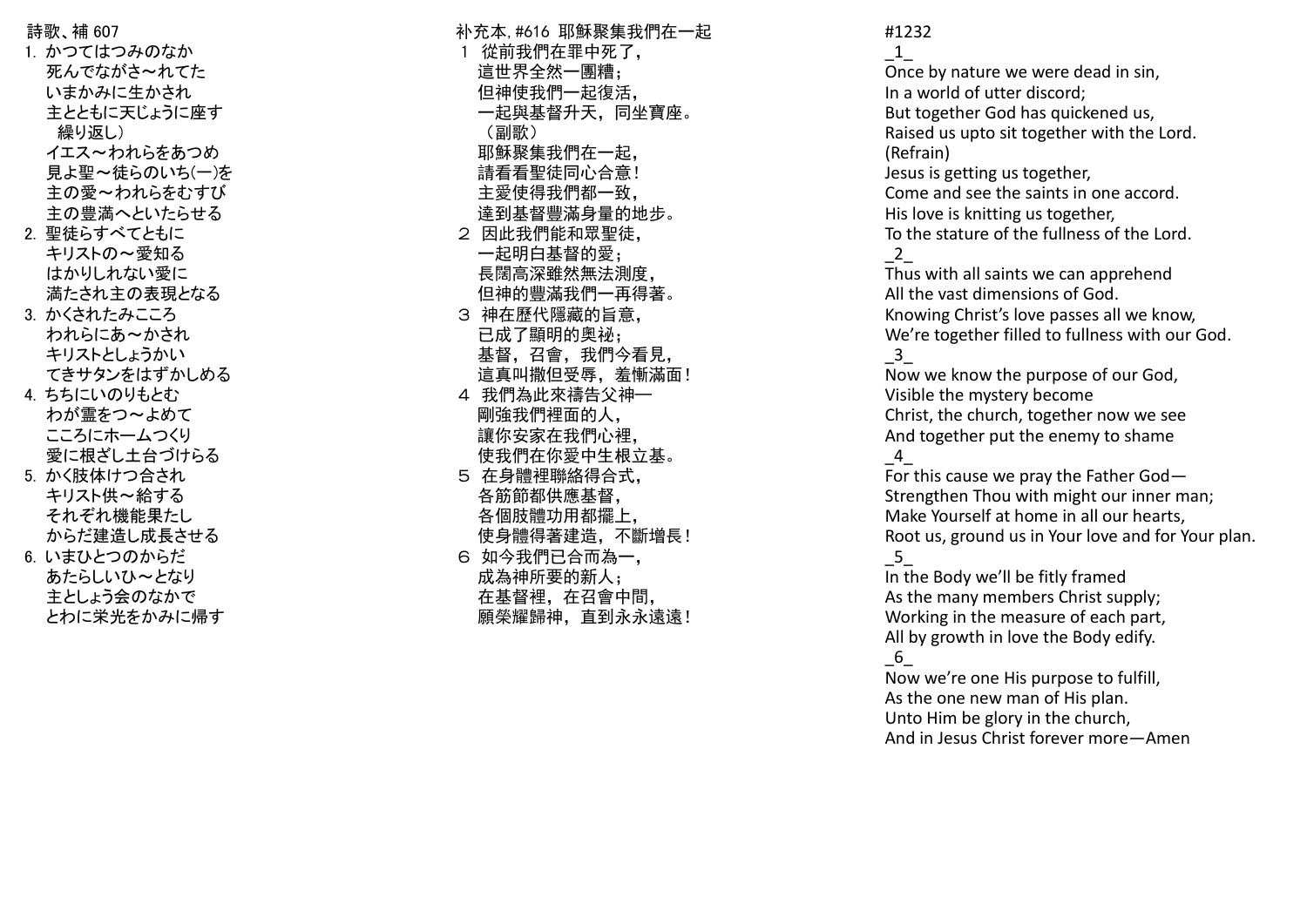詩歌、補 607

1. かつてはつみのなか
   死んでながさ～れてた
   いまかみに生かされ
   主とともに天じょうに座す

   繰り返し）
   イエス～われらをあつめ
   見よ聖～徒らのいち(一)を
   主の愛～われらをむすび
   主の豊満へといたらせる

2. 聖徒らすべてともに
   キリストの～愛知る
   はかりしれない愛に
   満たされ主の表現となる

3. かくされたみこころ
   われらにあ～かされ
   キリストとしょうかい
   てきサタンをはずかしめる

4. ちちにいのりもとむ
   わが霊をつ～よめて
   こころにホームつくり
   愛に根ざし土台づけらる

5. かく肢体けつ合され
   キリスト供～給する
   それぞれ機能果たし
   からだ建造し成長させる

6. いまひとつのからだ
   あたらしいひ～となり
   主としょう会のなかで
   とわに栄光をかみに帰す

补充本, #616 耶穌聚集我們在一起

１ 從前我們在罪中死了，
   這世界全然一團糟；
   但神使我們一起復活，
   一起與基督升天，同坐寶座。

   （副歌）
   耶穌聚集我們在一起，
   請看看聖徒同心合意！
   主愛使得我們都一致，
   達到基督豐滿身量的地步。

２ 因此我們能和眾聖徒，
   一起明白基督的愛；
   長闊高深雖然無法測度，
   但神的豐滿我們一再得著。

３ 神在歷代隱藏的旨意，
   已成了顯明的奧祕；
   基督，召會，我們今看見，
   這真叫撒但受辱，羞慚滿面！

４ 我們為此來禱告父神—
   剛強我們裡面的人，
   讓你安家在我們心裡，
   使我們在你愛中生根立基。

５ 在身體裡聯絡得合式，
   各筋節都供應基督，
   各個肢體功用都擺上，
   使身體得著建造，不斷增長！

６ 如今我們已合而為一，
   成為神所要的新人；
   在基督裡，在召會中間，
   願榮耀歸神，直到永永遠遠！

#1232

_1_
Once by nature we were dead in sin,
In a world of utter discord;
But together God has quickened us,
Raised us upto sit together with the Lord.

(Refrain)
Jesus is getting us together,
Come and see the saints in one accord.
His love is knitting us together,
To the stature of the fullness of the Lord.

_2_
Thus with all saints we can apprehend
All the vast dimensions of God.
Knowing Christ's love passes all we know,
We're together filled to fullness with our God.

_3_
Now we know the purpose of our God,
Visible the mystery become
Christ, the church, together now we see
And together put the enemy to shame

_4_
For this cause we pray the Father God—
Strengthen Thou with might our inner man;
Make Yourself at home in all our hearts,
Root us, ground us in Your love and for Your plan.

_5_
In the Body we'll be fitly framed
As the many members Christ supply;
Working in the measure of each part,
All by growth in love the Body edify.

_6_
Now we're one His purpose to fulfill,
As the one new man of His plan.
Unto Him be glory in the church,
And in Jesus Christ forever more—Amen